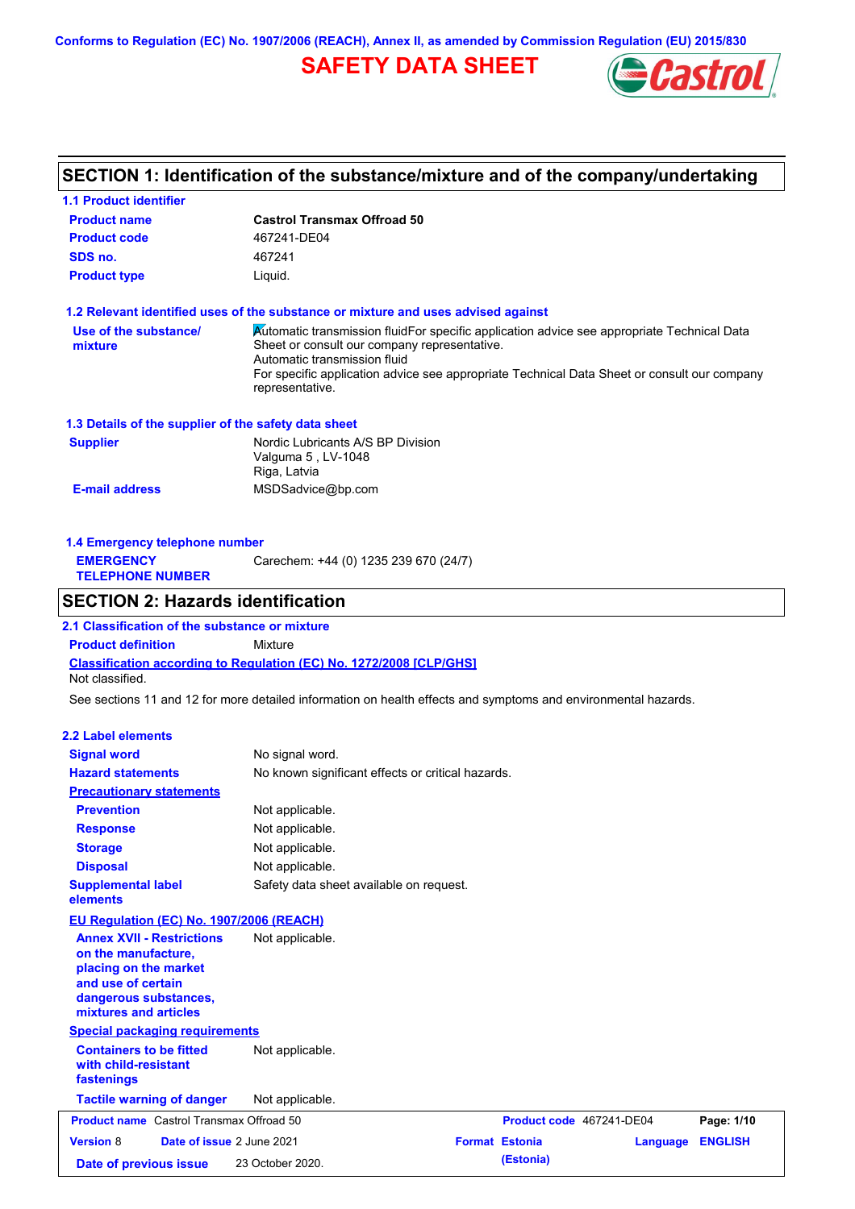Conforms to Regulation (EC) No. 1907/2006 (REACH), Annex II, as amended by Commission Regulation (EU) 2015/830

# SAFETY DATA SHEET

## SECTION 1: Identification of the substance/mixture and of the company/undertaking

### 1.1 Product identifier

| | |
|---|---|
| **Product name** | **Castrol Transmax Offroad 50** |
| **Product code** | 467241-DE04 |
| **SDS no.** | 467241 |
| **Product type** | Liquid. |

### 1.2 Relevant identified uses of the substance or mixture and uses advised against

**Use of the substance/ mixture**

Automatic transmission fluidFor specific application advice see appropriate Technical Data Sheet or consult our company representative.
Automatic transmission fluid
For specific application advice see appropriate Technical Data Sheet or consult our company representative.

### 1.3 Details of the supplier of the safety data sheet

**Supplier**

Nordic Lubricants A/S BP Division
Valguma 5 , LV-1048
Riga, Latvia

**E-mail address** MSDSadvice@bp.com

### 1.4 Emergency telephone number

**EMERGENCY TELEPHONE NUMBER** Carechem: +44 (0) 1235 239 670 (24/7)

## SECTION 2: Hazards identification

### 2.1 Classification of the substance or mixture

**Product definition** Mixture

**Classification according to Regulation (EC) No. 1272/2008 [CLP/GHS]**

Not classified.

See sections 11 and 12 for more detailed information on health effects and symptoms and environmental hazards.

### 2.2 Label elements

| | |
|---|---|
| **Signal word** | No signal word. |
| **Hazard statements** | No known significant effects or critical hazards. |

**Precautionary statements**

| | |
|---|---|
| **Prevention** | Not applicable. |
| **Response** | Not applicable. |
| **Storage** | Not applicable. |
| **Disposal** | Not applicable. |
| **Supplemental label elements** | Safety data sheet available on request. |

**EU Regulation (EC) No. 1907/2006 (REACH)**

| | |
|---|---|
| **Annex XVII - Restrictions on the manufacture, placing on the market and use of certain dangerous substances, mixtures and articles** | Not applicable. |

**Special packaging requirements**

| | |
|---|---|
| **Containers to be fitted with child-resistant fastenings** | Not applicable. |
| **Tactile warning of danger** | Not applicable. |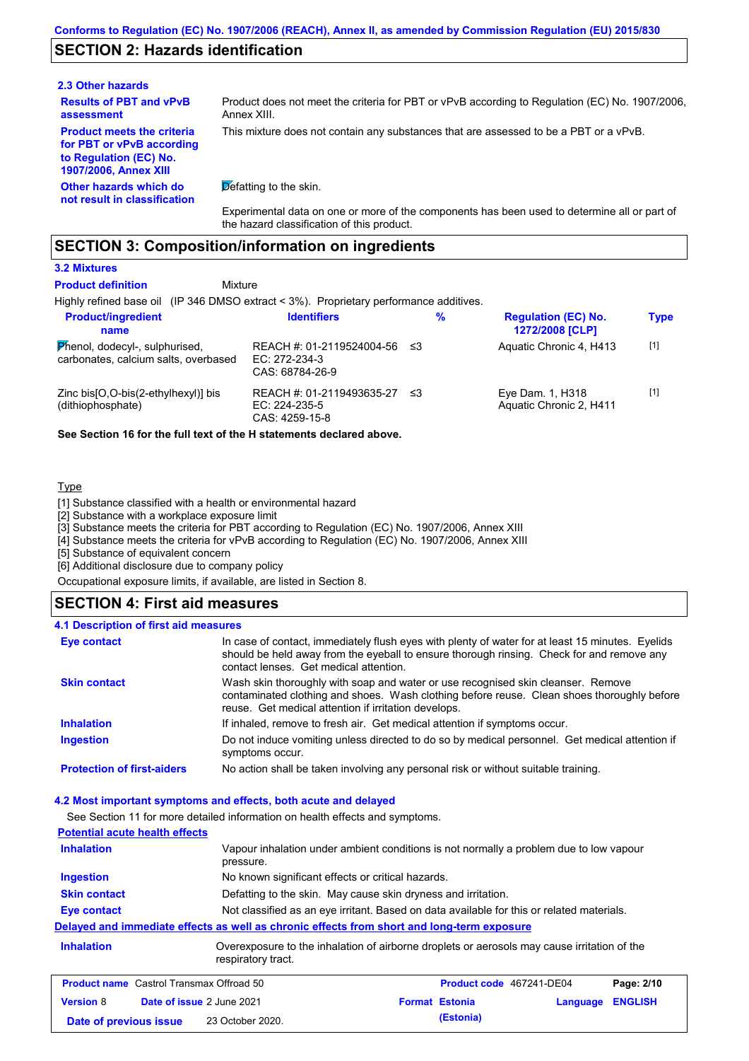## SECTION 2: Hazards identification

### 2.3 Other hazards

**Results of PBT and vPvB assessment**
Product does not meet the criteria for PBT or vPvB according to Regulation (EC) No. 1907/2006, Annex XIII.

**Product meets the criteria for PBT or vPvB according to Regulation (EC) No. 1907/2006, Annex XIII**
This mixture does not contain any substances that are assessed to be a PBT or a vPvB.

**Other hazards which do not result in classification**
Defatting to the skin.

Experimental data on one or more of the components has been used to determine all or part of the hazard classification of this product.

## SECTION 3: Composition/information on ingredients

### 3.2 Mixtures

**Product definition** Mixture

Highly refined base oil (IP 346 DMSO extract < 3%). Proprietary performance additives.

| Product/ingredient name | Identifiers | % | Regulation (EC) No. 1272/2008 [CLP] | Type |
|---|---|---|---|---|
| Phenol, dodecyl-, sulphurised, carbonates, calcium salts, overbased | REACH #: 01-2119524004-56<br>EC: 272-234-3<br>CAS: 68784-26-9 | ≤3 | Aquatic Chronic 4, H413 | [1] |
| Zinc bis[O,O-bis(2-ethylhexyl)] bis (dithiophosphate) | REACH #: 01-2119493635-27<br>EC: 224-235-5<br>CAS: 4259-15-8 | ≤3 | Eye Dam. 1, H318<br>Aquatic Chronic 2, H411 | [1] |

**See Section 16 for the full text of the H statements declared above.**

Type

[1] Substance classified with a health or environmental hazard
[2] Substance with a workplace exposure limit
[3] Substance meets the criteria for PBT according to Regulation (EC) No. 1907/2006, Annex XIII
[4] Substance meets the criteria for vPvB according to Regulation (EC) No. 1907/2006, Annex XIII
[5] Substance of equivalent concern
[6] Additional disclosure due to company policy

Occupational exposure limits, if available, are listed in Section 8.

## SECTION 4: First aid measures

### 4.1 Description of first aid measures

**Eye contact**
In case of contact, immediately flush eyes with plenty of water for at least 15 minutes. Eyelids should be held away from the eyeball to ensure thorough rinsing. Check for and remove any contact lenses. Get medical attention.

**Skin contact**
Wash skin thoroughly with soap and water or use recognised skin cleanser. Remove contaminated clothing and shoes. Wash clothing before reuse. Clean shoes thoroughly before reuse. Get medical attention if irritation develops.

**Inhalation**
If inhaled, remove to fresh air. Get medical attention if symptoms occur.

**Ingestion**
Do not induce vomiting unless directed to do so by medical personnel. Get medical attention if symptoms occur.

**Protection of first-aiders**
No action shall be taken involving any personal risk or without suitable training.

### 4.2 Most important symptoms and effects, both acute and delayed

See Section 11 for more detailed information on health effects and symptoms.

**Potential acute health effects**

**Inhalation**
Vapour inhalation under ambient conditions is not normally a problem due to low vapour pressure.

**Ingestion**
No known significant effects or critical hazards.

**Skin contact**
Defatting to the skin. May cause skin dryness and irritation.

**Eye contact**
Not classified as an eye irritant. Based on data available for this or related materials.

**Delayed and immediate effects as well as chronic effects from short and long-term exposure**

**Inhalation**
Overexposure to the inhalation of airborne droplets or aerosols may cause irritation of the respiratory tract.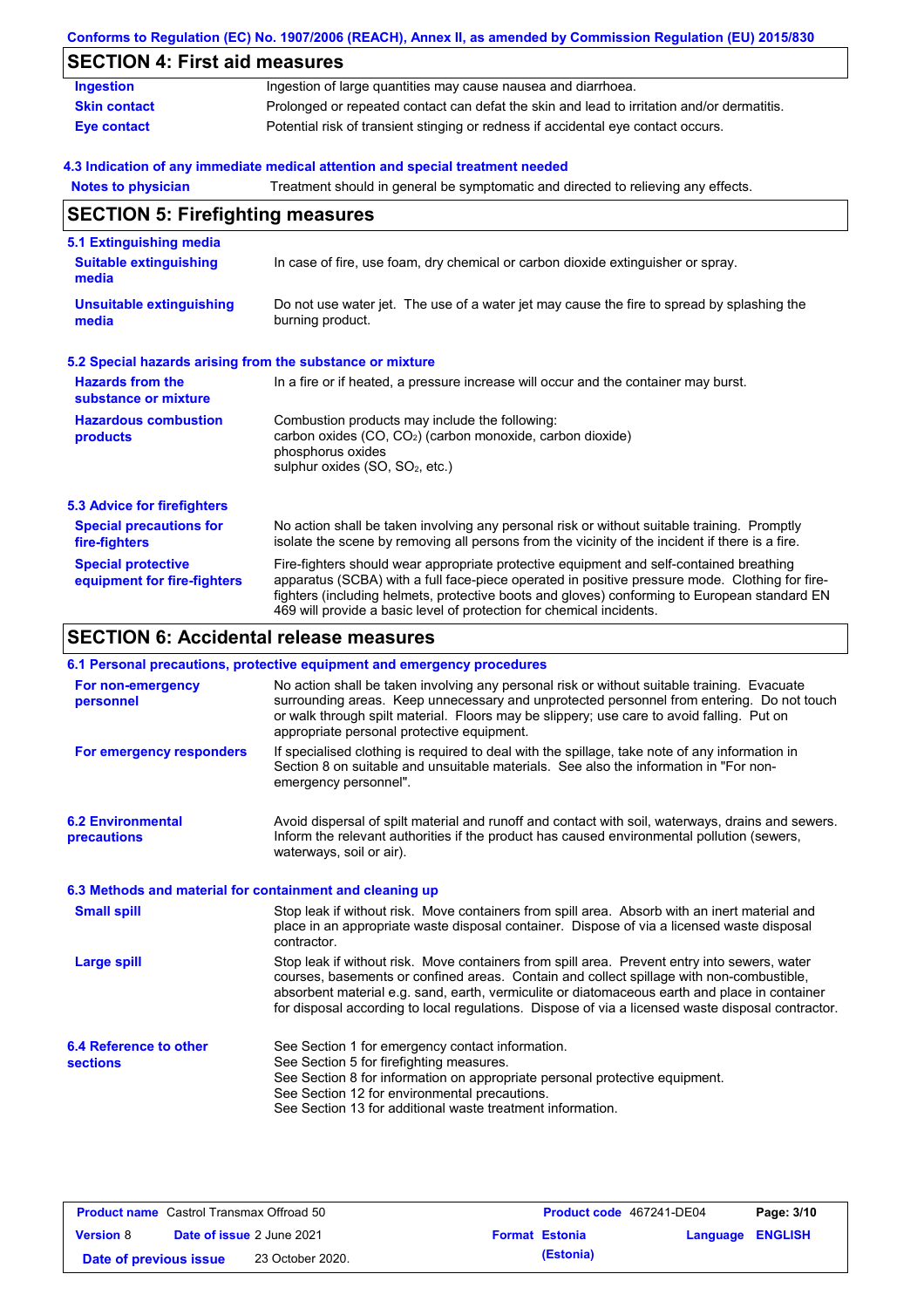## SECTION 4: First aid measures

| | |
|---|---|
| **Ingestion** | Ingestion of large quantities may cause nausea and diarrhoea. |
| **Skin contact** | Prolonged or repeated contact can defat the skin and lead to irritation and/or dermatitis. |
| **Eye contact** | Potential risk of transient stinging or redness if accidental eye contact occurs. |

### 4.3 Indication of any immediate medical attention and special treatment needed

| | |
|---|---|
| **Notes to physician** | Treatment should in general be symptomatic and directed to relieving any effects. |

## SECTION 5: Firefighting measures

### 5.1 Extinguishing media

| | |
|---|---|
| **Suitable extinguishing media** | In case of fire, use foam, dry chemical or carbon dioxide extinguisher or spray. |
| **Unsuitable extinguishing media** | Do not use water jet. The use of a water jet may cause the fire to spread by splashing the burning product. |

### 5.2 Special hazards arising from the substance or mixture

| | |
|---|---|
| **Hazards from the substance or mixture** | In a fire or if heated, a pressure increase will occur and the container may burst. |
| **Hazardous combustion products** | Combustion products may include the following:<br>carbon oxides (CO, $CO_2$) (carbon monoxide, carbon dioxide)<br>phosphorus oxides<br>sulphur oxides (SO, $SO_2$, etc.) |

### 5.3 Advice for firefighters

| | |
|---|---|
| **Special precautions for fire-fighters** | No action shall be taken involving any personal risk or without suitable training. Promptly isolate the scene by removing all persons from the vicinity of the incident if there is a fire. |
| **Special protective equipment for fire-fighters** | Fire-fighters should wear appropriate protective equipment and self-contained breathing apparatus (SCBA) with a full face-piece operated in positive pressure mode. Clothing for fire-fighters (including helmets, protective boots and gloves) conforming to European standard EN 469 will provide a basic level of protection for chemical incidents. |

## SECTION 6: Accidental release measures

### 6.1 Personal precautions, protective equipment and emergency procedures

| | |
|---|---|
| **For non-emergency personnel** | No action shall be taken involving any personal risk or without suitable training. Evacuate surrounding areas. Keep unnecessary and unprotected personnel from entering. Do not touch or walk through spilt material. Floors may be slippery; use care to avoid falling. Put on appropriate personal protective equipment. |
| **For emergency responders** | If specialised clothing is required to deal with the spillage, take note of any information in Section 8 on suitable and unsuitable materials. See also the information in "For non-emergency personnel". |

| | |
|---|---|
| **6.2 Environmental precautions** | Avoid dispersal of spilt material and runoff and contact with soil, waterways, drains and sewers. Inform the relevant authorities if the product has caused environmental pollution (sewers, waterways, soil or air). |

### 6.3 Methods and material for containment and cleaning up

| | |
|---|---|
| **Small spill** | Stop leak if without risk. Move containers from spill area. Absorb with an inert material and place in an appropriate waste disposal container. Dispose of via a licensed waste disposal contractor. |
| **Large spill** | Stop leak if without risk. Move containers from spill area. Prevent entry into sewers, water courses, basements or confined areas. Contain and collect spillage with non-combustible, absorbent material e.g. sand, earth, vermiculite or diatomaceous earth and place in container for disposal according to local regulations. Dispose of via a licensed waste disposal contractor. |

| | |
|---|---|
| **6.4 Reference to other sections** | See Section 1 for emergency contact information.<br>See Section 5 for firefighting measures.<br>See Section 8 for information on appropriate personal protective equipment.<br>See Section 12 for environmental precautions.<br>See Section 13 for additional waste treatment information. |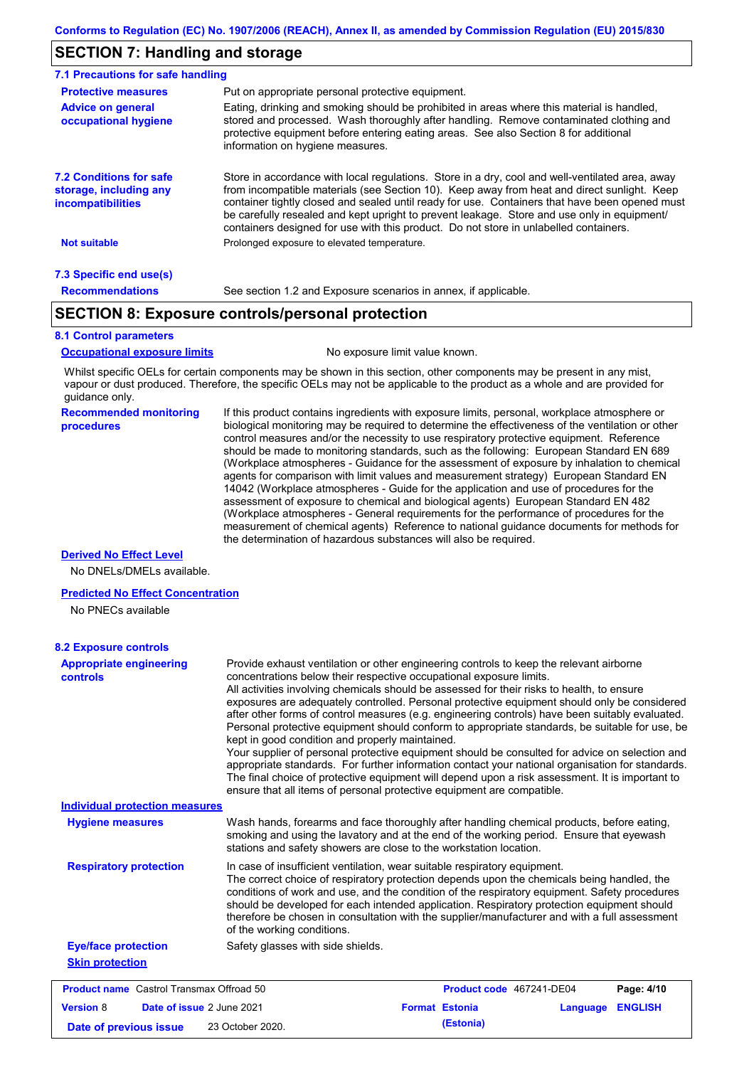## SECTION 7: Handling and storage

### 7.1 Precautions for safe handling

**Protective measures** Put on appropriate personal protective equipment.

**Advice on general occupational hygiene** Eating, drinking and smoking should be prohibited in areas where this material is handled, stored and processed. Wash thoroughly after handling. Remove contaminated clothing and protective equipment before entering eating areas. See also Section 8 for additional information on hygiene measures.

### 7.2 Conditions for safe storage, including any incompatibilities

Store in accordance with local regulations. Store in a dry, cool and well-ventilated area, away from incompatible materials (see Section 10). Keep away from heat and direct sunlight. Keep container tightly closed and sealed until ready for use. Containers that have been opened must be carefully resealed and kept upright to prevent leakage. Store and use only in equipment/ containers designed for use with this product. Do not store in unlabelled containers.

**Not suitable** Prolonged exposure to elevated temperature.

### 7.3 Specific end use(s)

**Recommendations** See section 1.2 and Exposure scenarios in annex, if applicable.

## SECTION 8: Exposure controls/personal protection

### 8.1 Control parameters

**Occupational exposure limits** No exposure limit value known.

Whilst specific OELs for certain components may be shown in this section, other components may be present in any mist, vapour or dust produced. Therefore, the specific OELs may not be applicable to the product as a whole and are provided for guidance only.

**Recommended monitoring procedures** If this product contains ingredients with exposure limits, personal, workplace atmosphere or biological monitoring may be required to determine the effectiveness of the ventilation or other control measures and/or the necessity to use respiratory protective equipment. Reference should be made to monitoring standards, such as the following: European Standard EN 689 (Workplace atmospheres - Guidance for the assessment of exposure by inhalation to chemical agents for comparison with limit values and measurement strategy) European Standard EN 14042 (Workplace atmospheres - Guide for the application and use of procedures for the assessment of exposure to chemical and biological agents) European Standard EN 482 (Workplace atmospheres - General requirements for the performance of procedures for the measurement of chemical agents) Reference to national guidance documents for methods for the determination of hazardous substances will also be required.

**Derived No Effect Level**

No DNELs/DMELs available.

**Predicted No Effect Concentration**

No PNECs available

### 8.2 Exposure controls

**Appropriate engineering controls** Provide exhaust ventilation or other engineering controls to keep the relevant airborne concentrations below their respective occupational exposure limits.
All activities involving chemicals should be assessed for their risks to health, to ensure exposures are adequately controlled. Personal protective equipment should only be considered after other forms of control measures (e.g. engineering controls) have been suitably evaluated. Personal protective equipment should conform to appropriate standards, be suitable for use, be kept in good condition and properly maintained.
Your supplier of personal protective equipment should be consulted for advice on selection and appropriate standards. For further information contact your national organisation for standards. The final choice of protective equipment will depend upon a risk assessment. It is important to ensure that all items of personal protective equipment are compatible.

**Individual protection measures**

**Hygiene measures** Wash hands, forearms and face thoroughly after handling chemical products, before eating, smoking and using the lavatory and at the end of the working period. Ensure that eyewash stations and safety showers are close to the workstation location.

**Respiratory protection** In case of insufficient ventilation, wear suitable respiratory equipment.
The correct choice of respiratory protection depends upon the chemicals being handled, the conditions of work and use, and the condition of the respiratory equipment. Safety procedures should be developed for each intended application. Respiratory protection equipment should therefore be chosen in consultation with the supplier/manufacturer and with a full assessment of the working conditions.

**Eye/face protection** Safety glasses with side shields.

**Skin protection**

| Product name Castrol Transmax Offroad 50 | | Product code 467241-DE04 | Page: 4/10 |
|---|---|---|---|
| Version 8 | Date of issue 2 June 2021 | Format Estonia (Estonia) | Language ENGLISH |
| Date of previous issue | 23 October 2020. | | |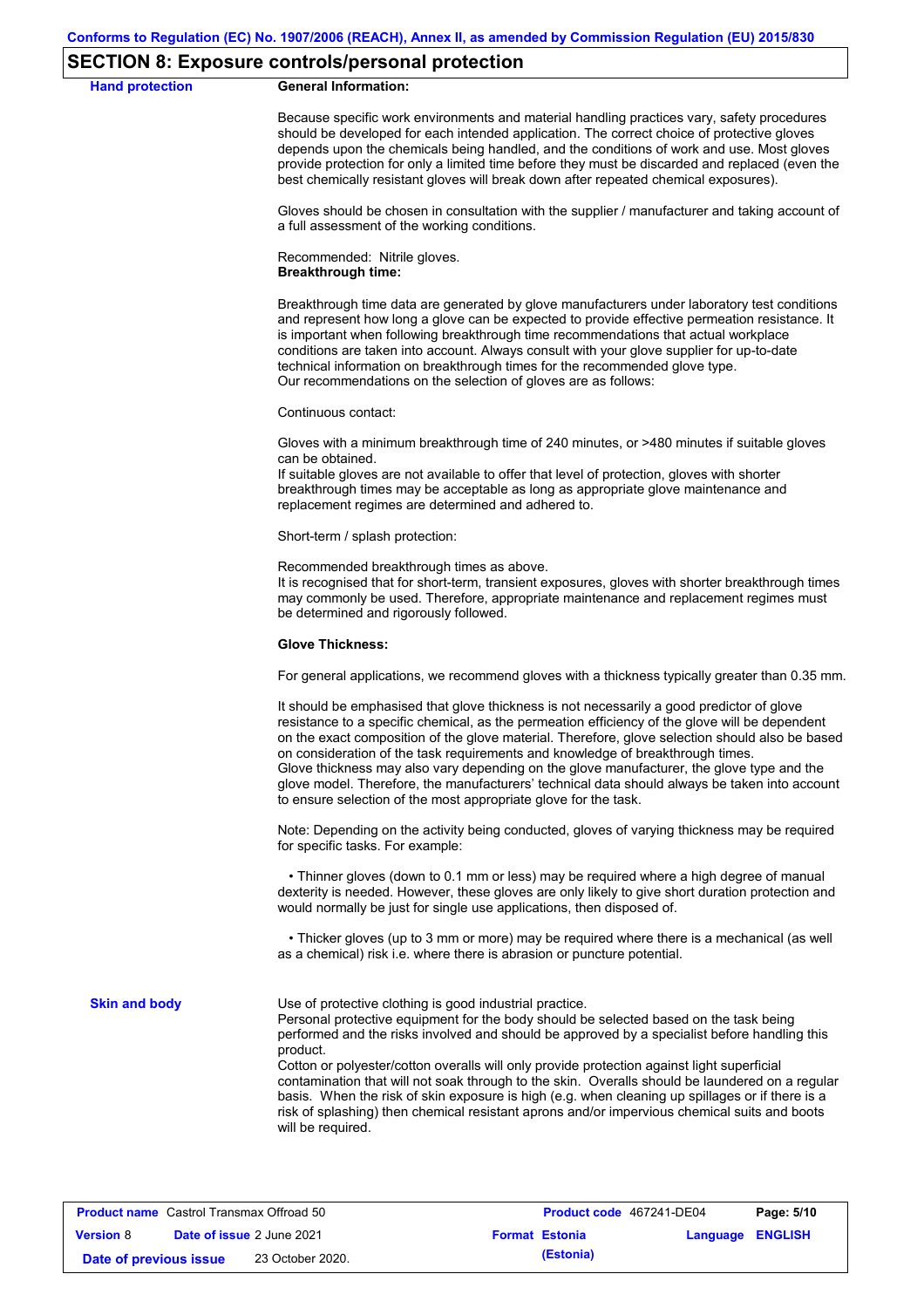## SECTION 8: Exposure controls/personal protection

**Hand protection**

**General Information:**

Because specific work environments and material handling practices vary, safety procedures should be developed for each intended application. The correct choice of protective gloves depends upon the chemicals being handled, and the conditions of work and use. Most gloves provide protection for only a limited time before they must be discarded and replaced (even the best chemically resistant gloves will break down after repeated chemical exposures).

Gloves should be chosen in consultation with the supplier / manufacturer and taking account of a full assessment of the working conditions.

Recommended: Nitrile gloves.
**Breakthrough time:**

Breakthrough time data are generated by glove manufacturers under laboratory test conditions and represent how long a glove can be expected to provide effective permeation resistance. It is important when following breakthrough time recommendations that actual workplace conditions are taken into account. Always consult with your glove supplier for up-to-date technical information on breakthrough times for the recommended glove type.
Our recommendations on the selection of gloves are as follows:

Continuous contact:

Gloves with a minimum breakthrough time of 240 minutes, or >480 minutes if suitable gloves can be obtained.
If suitable gloves are not available to offer that level of protection, gloves with shorter breakthrough times may be acceptable as long as appropriate glove maintenance and replacement regimes are determined and adhered to.

Short-term / splash protection:

Recommended breakthrough times as above.
It is recognised that for short-term, transient exposures, gloves with shorter breakthrough times may commonly be used. Therefore, appropriate maintenance and replacement regimes must be determined and rigorously followed.

**Glove Thickness:**

For general applications, we recommend gloves with a thickness typically greater than 0.35 mm.

It should be emphasised that glove thickness is not necessarily a good predictor of glove resistance to a specific chemical, as the permeation efficiency of the glove will be dependent on the exact composition of the glove material. Therefore, glove selection should also be based on consideration of the task requirements and knowledge of breakthrough times.
Glove thickness may also vary depending on the glove manufacturer, the glove type and the glove model. Therefore, the manufacturers' technical data should always be taken into account to ensure selection of the most appropriate glove for the task.

Note: Depending on the activity being conducted, gloves of varying thickness may be required for specific tasks. For example:

- Thinner gloves (down to 0.1 mm or less) may be required where a high degree of manual dexterity is needed. However, these gloves are only likely to give short duration protection and would normally be just for single use applications, then disposed of.

- Thicker gloves (up to 3 mm or more) may be required where there is a mechanical (as well as a chemical) risk i.e. where there is abrasion or puncture potential.

**Skin and body**

Use of protective clothing is good industrial practice.
Personal protective equipment for the body should be selected based on the task being performed and the risks involved and should be approved by a specialist before handling this product.
Cotton or polyester/cotton overalls will only provide protection against light superficial contamination that will not soak through to the skin. Overalls should be laundered on a regular basis. When the risk of skin exposure is high (e.g. when cleaning up spillages or if there is a risk of splashing) then chemical resistant aprons and/or impervious chemical suits and boots will be required.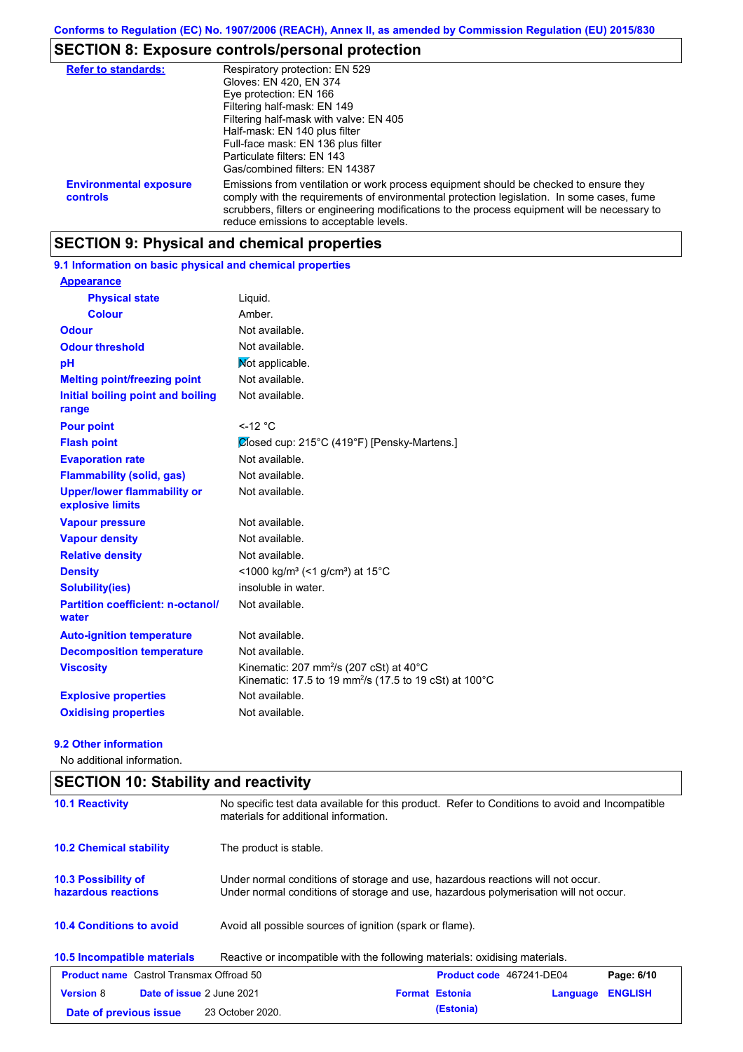## SECTION 8: Exposure controls/personal protection

| | |
|---|---|
| **Refer to standards:** | Respiratory protection: EN 529<br>Gloves: EN 420, EN 374<br>Eye protection: EN 166<br>Filtering half-mask: EN 149<br>Filtering half-mask with valve: EN 405<br>Half-mask: EN 140 plus filter<br>Full-face mask: EN 136 plus filter<br>Particulate filters: EN 143<br>Gas/combined filters: EN 14387 |
| **Environmental exposure controls** | Emissions from ventilation or work process equipment should be checked to ensure they comply with the requirements of environmental protection legislation. In some cases, fume scrubbers, filters or engineering modifications to the process equipment will be necessary to reduce emissions to acceptable levels. |

## SECTION 9: Physical and chemical properties

### 9.1 Information on basic physical and chemical properties

| | |
|---|---|
| **Appearance** | |
| **Physical state** | Liquid. |
| **Colour** | Amber. |
| **Odour** | Not available. |
| **Odour threshold** | Not available. |
| **pH** | Not applicable. |
| **Melting point/freezing point** | Not available. |
| **Initial boiling point and boiling range** | Not available. |
| **Pour point** | <-12 °C |
| **Flash point** | Closed cup: 215°C (419°F) [Pensky-Martens.] |
| **Evaporation rate** | Not available. |
| **Flammability (solid, gas)** | Not available. |
| **Upper/lower flammability or explosive limits** | Not available. |
| **Vapour pressure** | Not available. |
| **Vapour density** | Not available. |
| **Relative density** | Not available. |
| **Density** | <1000 kg/m³ (<1 g/cm³) at 15°C |
| **Solubility(ies)** | insoluble in water. |
| **Partition coefficient: n-octanol/water** | Not available. |
| **Auto-ignition temperature** | Not available. |
| **Decomposition temperature** | Not available. |
| **Viscosity** | Kinematic: 207 mm²/s (207 cSt) at 40°C<br>Kinematic: 17.5 to 19 mm²/s (17.5 to 19 cSt) at 100°C |
| **Explosive properties** | Not available. |
| **Oxidising properties** | Not available. |

### 9.2 Other information

No additional information.

## SECTION 10: Stability and reactivity

| | |
|---|---|
| **10.1 Reactivity** | No specific test data available for this product. Refer to Conditions to avoid and Incompatible materials for additional information. |
| **10.2 Chemical stability** | The product is stable. |
| **10.3 Possibility of hazardous reactions** | Under normal conditions of storage and use, hazardous reactions will not occur.<br>Under normal conditions of storage and use, hazardous polymerisation will not occur. |
| **10.4 Conditions to avoid** | Avoid all possible sources of ignition (spark or flame). |
| **10.5 Incompatible materials** | Reactive or incompatible with the following materials: oxidising materials. |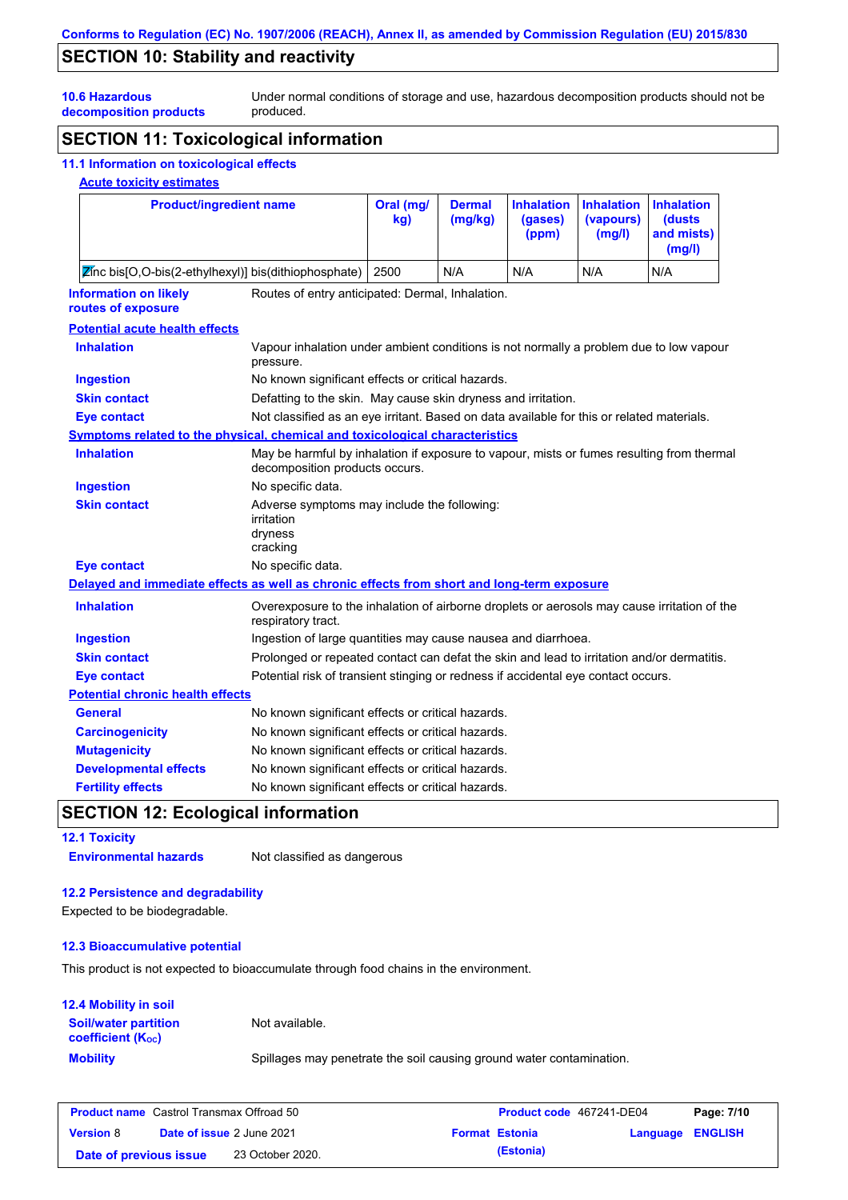## SECTION 10: Stability and reactivity

**10.6 Hazardous decomposition products** Under normal conditions of storage and use, hazardous decomposition products should not be produced.

## SECTION 11: Toxicological information

### 11.1 Information on toxicological effects

**Acute toxicity estimates**

| Product/ingredient name | Oral (mg/kg) | Dermal (mg/kg) | Inhalation (gases) (ppm) | Inhalation (vapours) (mg/l) | Inhalation (dusts and mists) (mg/l) |
|---|---|---|---|---|---|
| Zinc bis[O,O-bis(2-ethylhexyl)] bis(dithiophosphate) | 2500 | N/A | N/A | N/A | N/A |

**Information on likely routes of exposure** Routes of entry anticipated: Dermal, Inhalation.

**Potential acute health effects**

**Inhalation** Vapour inhalation under ambient conditions is not normally a problem due to low vapour pressure.

**Ingestion** No known significant effects or critical hazards.

**Skin contact** Defatting to the skin. May cause skin dryness and irritation.

**Eye contact** Not classified as an eye irritant. Based on data available for this or related materials.

**Symptoms related to the physical, chemical and toxicological characteristics**

**Inhalation** May be harmful by inhalation if exposure to vapour, mists or fumes resulting from thermal decomposition products occurs.

**Ingestion** No specific data.

**Skin contact** Adverse symptoms may include the following:
irritation
dryness
cracking

**Eye contact** No specific data.

**Delayed and immediate effects as well as chronic effects from short and long-term exposure**

**Inhalation** Overexposure to the inhalation of airborne droplets or aerosols may cause irritation of the respiratory tract.

**Ingestion** Ingestion of large quantities may cause nausea and diarrhoea.

**Skin contact** Prolonged or repeated contact can defat the skin and lead to irritation and/or dermatitis.

**Eye contact** Potential risk of transient stinging or redness if accidental eye contact occurs.

**Potential chronic health effects**

**General** No known significant effects or critical hazards.

**Carcinogenicity** No known significant effects or critical hazards.

**Mutagenicity** No known significant effects or critical hazards.

**Developmental effects** No known significant effects or critical hazards.

**Fertility effects** No known significant effects or critical hazards.

## SECTION 12: Ecological information

### 12.1 Toxicity

**Environmental hazards** Not classified as dangerous

### 12.2 Persistence and degradability

Expected to be biodegradable.

### 12.3 Bioaccumulative potential

This product is not expected to bioaccumulate through food chains in the environment.

### 12.4 Mobility in soil

**Soil/water partition coefficient ($K_{OC}$)** Not available.

**Mobility** Spillages may penetrate the soil causing ground water contamination.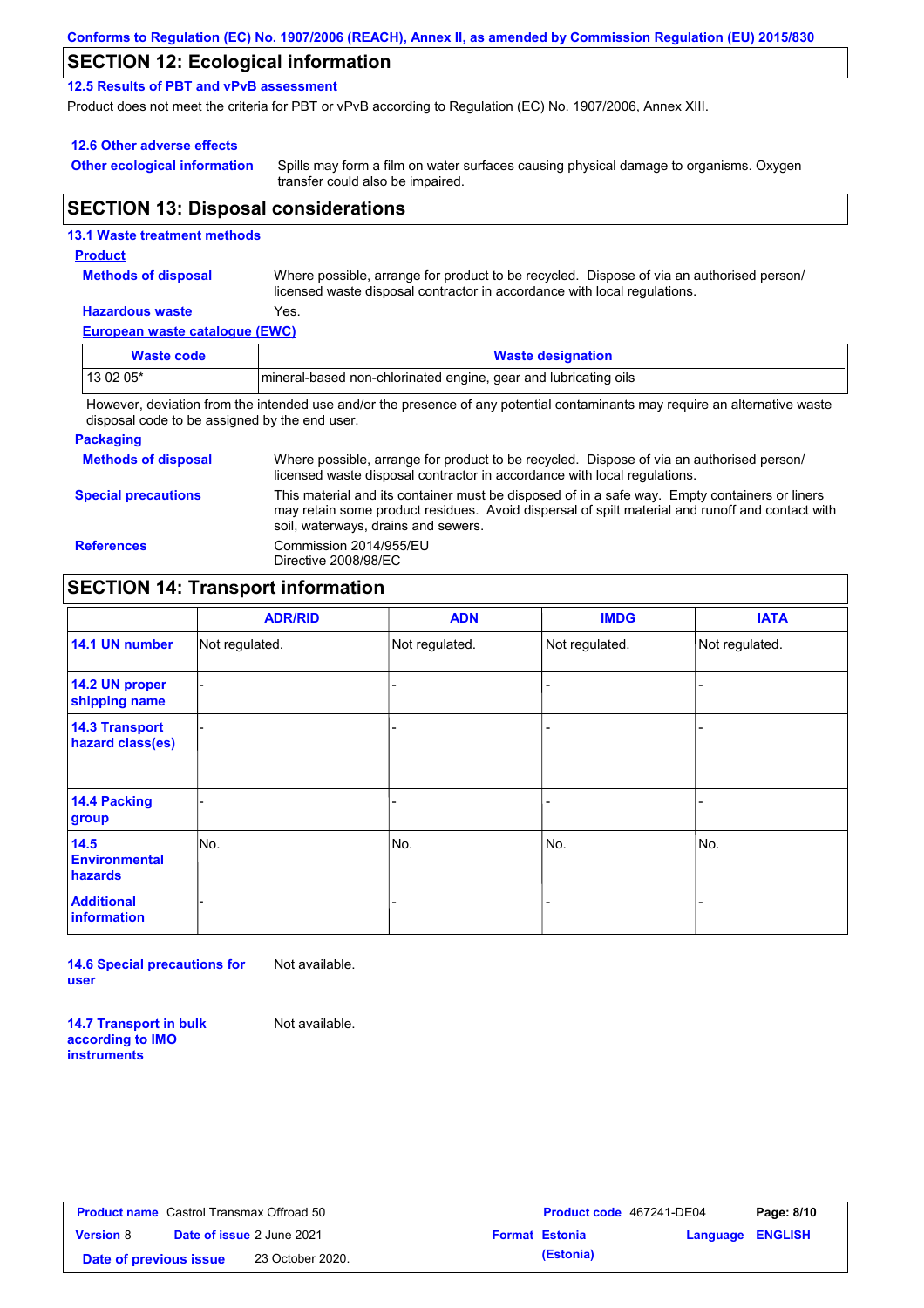Conforms to Regulation (EC) No. 1907/2006 (REACH), Annex II, as amended by Commission Regulation (EU) 2015/830

## SECTION 12: Ecological information

### 12.5 Results of PBT and vPvB assessment

Product does not meet the criteria for PBT or vPvB according to Regulation (EC) No. 1907/2006, Annex XIII.

### 12.6 Other adverse effects

**Other ecological information** Spills may form a film on water surfaces causing physical damage to organisms. Oxygen transfer could also be impaired.

## SECTION 13: Disposal considerations

### 13.1 Waste treatment methods

**Product**

**Methods of disposal** Where possible, arrange for product to be recycled. Dispose of via an authorised person/ licensed waste disposal contractor in accordance with local regulations.

**Hazardous waste** Yes.

**European waste catalogue (EWC)**

| Waste code | Waste designation |
|---|---|
| 13 02 05* | mineral-based non-chlorinated engine, gear and lubricating oils |

However, deviation from the intended use and/or the presence of any potential contaminants may require an alternative waste disposal code to be assigned by the end user.

**Packaging**

**Methods of disposal** Where possible, arrange for product to be recycled. Dispose of via an authorised person/ licensed waste disposal contractor in accordance with local regulations.

**Special precautions** This material and its container must be disposed of in a safe way. Empty containers or liners may retain some product residues. Avoid dispersal of spilt material and runoff and contact with soil, waterways, drains and sewers.

**References** Commission 2014/955/EU
Directive 2008/98/EC

## SECTION 14: Transport information

| | ADR/RID | ADN | IMDG | IATA |
|---|---|---|---|---|
| **14.1 UN number** | Not regulated. | Not regulated. | Not regulated. | Not regulated. |
| **14.2 UN proper shipping name** | - | - | - | - |
| **14.3 Transport hazard class(es)** | - | - | - | - |
| **14.4 Packing group** | - | - | - | - |
| **14.5 Environmental hazards** | No. | No. | No. | No. |
| **Additional information** | - | - | - | - |

**14.6 Special precautions for user** Not available.

**14.7 Transport in bulk according to IMO instruments** Not available.

| **Product name** Castrol Transmax Offroad 50 | **Product code** 467241-DE04 | **Page:** 8/10 |
|---|---|---|
| **Version** 8 **Date of issue** 2 June 2021 | **Format** Estonia (Estonia) | **Language** ENGLISH |
| **Date of previous issue** 23 October 2020. | | |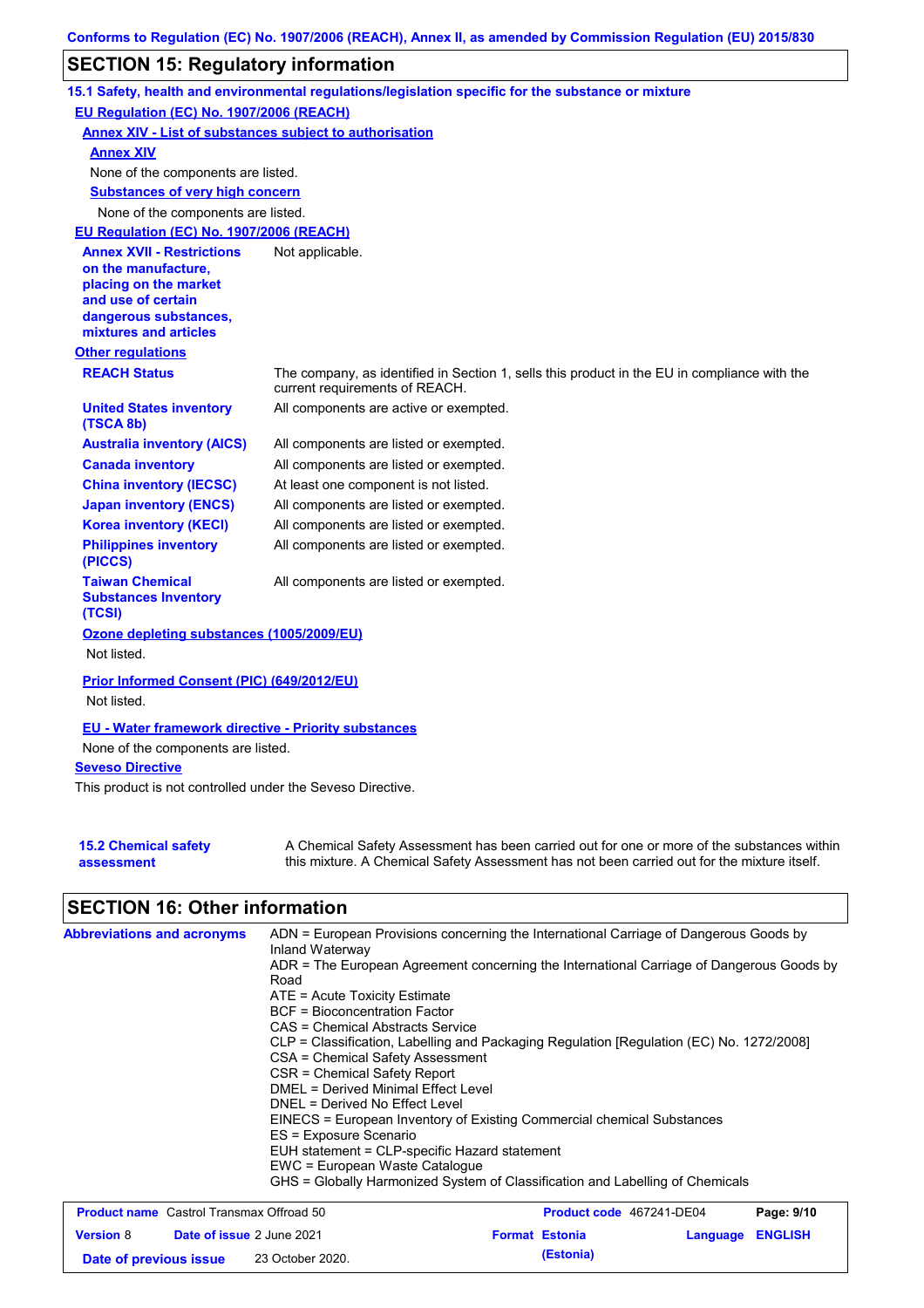Conforms to Regulation (EC) No. 1907/2006 (REACH), Annex II, as amended by Commission Regulation (EU) 2015/830

## SECTION 15: Regulatory information

### 15.1 Safety, health and environmental regulations/legislation specific for the substance or mixture

**EU Regulation (EC) No. 1907/2006 (REACH)**

**Annex XIV - List of substances subject to authorisation**

**Annex XIV**

None of the components are listed.

**Substances of very high concern**

None of the components are listed.

**EU Regulation (EC) No. 1907/2006 (REACH)**

| | |
|---|---|
| **Annex XVII - Restrictions on the manufacture, placing on the market and use of certain dangerous substances, mixtures and articles** | Not applicable. |

**Other regulations**

| | |
|---|---|
| **REACH Status** | The company, as identified in Section 1, sells this product in the EU in compliance with the current requirements of REACH. |
| **United States inventory (TSCA 8b)** | All components are active or exempted. |
| **Australia inventory (AICS)** | All components are listed or exempted. |
| **Canada inventory** | All components are listed or exempted. |
| **China inventory (IECSC)** | At least one component is not listed. |
| **Japan inventory (ENCS)** | All components are listed or exempted. |
| **Korea inventory (KECI)** | All components are listed or exempted. |
| **Philippines inventory (PICCS)** | All components are listed or exempted. |
| **Taiwan Chemical Substances Inventory (TCSI)** | All components are listed or exempted. |

**Ozone depleting substances (1005/2009/EU)**

Not listed.

**Prior Informed Consent (PIC) (649/2012/EU)**

Not listed.

**EU - Water framework directive - Priority substances**

None of the components are listed.

**Seveso Directive**

This product is not controlled under the Seveso Directive.

**15.2 Chemical safety assessment**

A Chemical Safety Assessment has been carried out for one or more of the substances within this mixture. A Chemical Safety Assessment has not been carried out for the mixture itself.

## SECTION 16: Other information

**Abbreviations and acronyms**

ADN = European Provisions concerning the International Carriage of Dangerous Goods by Inland Waterway
ADR = The European Agreement concerning the International Carriage of Dangerous Goods by Road
ATE = Acute Toxicity Estimate
BCF = Bioconcentration Factor
CAS = Chemical Abstracts Service
CLP = Classification, Labelling and Packaging Regulation [Regulation (EC) No. 1272/2008]
CSA = Chemical Safety Assessment
CSR = Chemical Safety Report
DMEL = Derived Minimal Effect Level
DNEL = Derived No Effect Level
EINECS = European Inventory of Existing Commercial chemical Substances
ES = Exposure Scenario
EUH statement = CLP-specific Hazard statement
EWC = European Waste Catalogue
GHS = Globally Harmonized System of Classification and Labelling of Chemicals

| | | | |
|---|---|---|---|
| **Product name** Castrol Transmax Offroad 50 | | **Product code** 467241-DE04 | **Page: 9/10** |
| **Version** 8 | **Date of issue** 2 June 2021 | **Format** Estonia (Estonia) | **Language** ENGLISH |
| **Date of previous issue** | 23 October 2020. | | |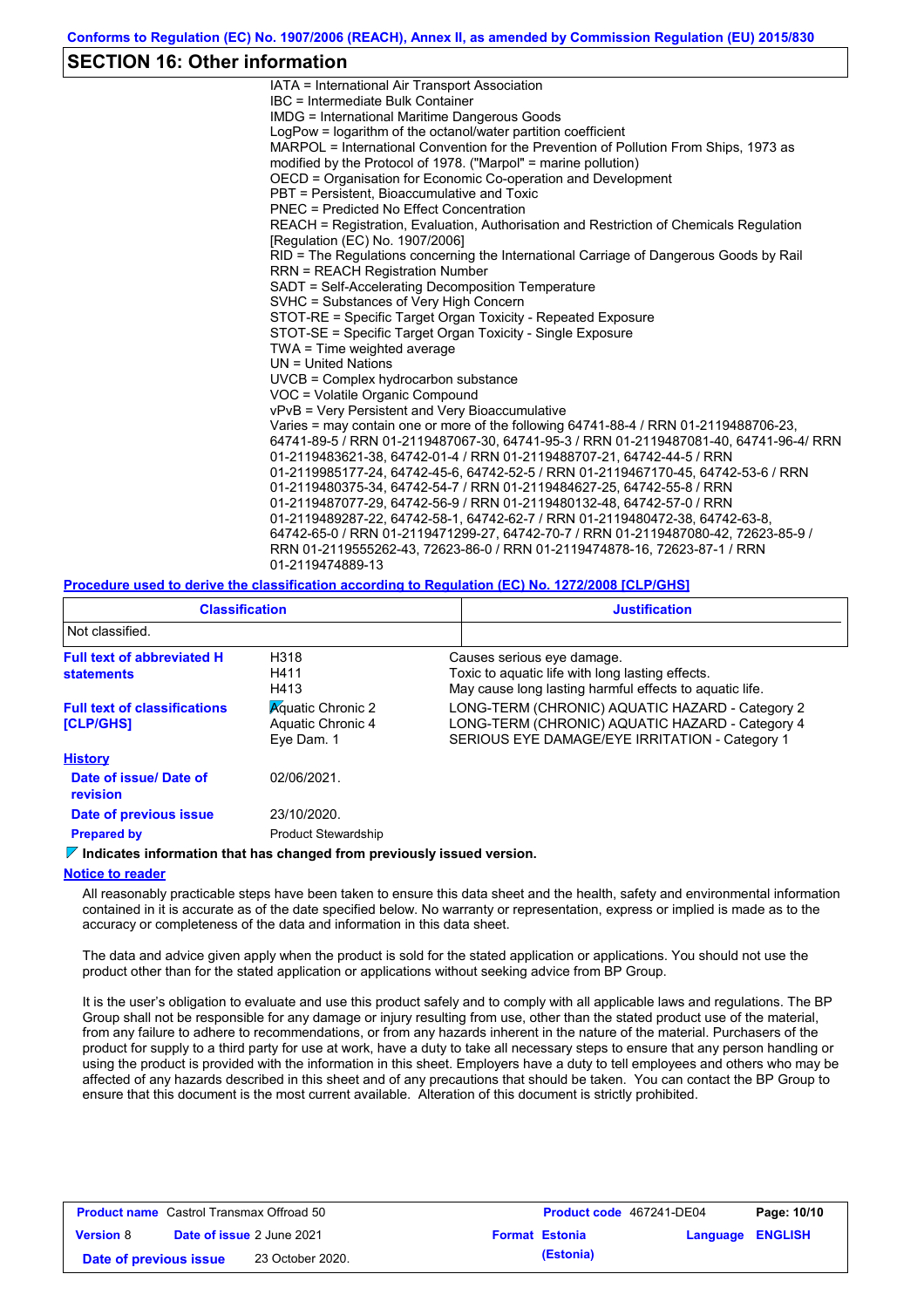## SECTION 16: Other information

IATA = International Air Transport Association
IBC = Intermediate Bulk Container
IMDG = International Maritime Dangerous Goods
LogPow = logarithm of the octanol/water partition coefficient
MARPOL = International Convention for the Prevention of Pollution From Ships, 1973 as modified by the Protocol of 1978. ("Marpol" = marine pollution)
OECD = Organisation for Economic Co-operation and Development
PBT = Persistent, Bioaccumulative and Toxic
PNEC = Predicted No Effect Concentration
REACH = Registration, Evaluation, Authorisation and Restriction of Chemicals Regulation [Regulation (EC) No. 1907/2006]
RID = The Regulations concerning the International Carriage of Dangerous Goods by Rail
RRN = REACH Registration Number
SADT = Self-Accelerating Decomposition Temperature
SVHC = Substances of Very High Concern
STOT-RE = Specific Target Organ Toxicity - Repeated Exposure
STOT-SE = Specific Target Organ Toxicity - Single Exposure
TWA = Time weighted average
UN = United Nations
UVCB = Complex hydrocarbon substance
VOC = Volatile Organic Compound
vPvB = Very Persistent and Very Bioaccumulative
Varies = may contain one or more of the following 64741-88-4 / RRN 01-2119488706-23, 64741-89-5 / RRN 01-2119487067-30, 64741-95-3 / RRN 01-2119487081-40, 64741-96-4/ RRN 01-2119483621-38, 64742-01-4 / RRN 01-2119488707-21, 64742-44-5 / RRN 01-2119985177-24, 64742-45-6, 64742-52-5 / RRN 01-2119467170-45, 64742-53-6 / RRN 01-2119480375-34, 64742-54-7 / RRN 01-2119484627-25, 64742-55-8 / RRN 01-2119487077-29, 64742-56-9 / RRN 01-2119480132-48, 64742-57-0 / RRN 01-2119489287-22, 64742-58-1, 64742-62-7 / RRN 01-2119480472-38, 64742-63-8, 64742-65-0 / RRN 01-2119471299-27, 64742-70-7 / RRN 01-2119487080-42, 72623-85-9 / RRN 01-2119555262-43, 72623-86-0 / RRN 01-2119474878-16, 72623-87-1 / RRN 01-2119474889-13

**Procedure used to derive the classification according to Regulation (EC) No. 1272/2008 [CLP/GHS]**

| Classification | Justification |
|---|---|
| Not classified. | |

**Full text of abbreviated H statements**

| | |
|---|---|
| H318 | Causes serious eye damage. |
| H411 | Toxic to aquatic life with long lasting effects. |
| H413 | May cause long lasting harmful effects to aquatic life. |

**Full text of classifications [CLP/GHS]**

| | |
|---|---|
| Aquatic Chronic 2 | LONG-TERM (CHRONIC) AQUATIC HAZARD - Category 2 |
| Aquatic Chronic 4 | LONG-TERM (CHRONIC) AQUATIC HAZARD - Category 4 |
| Eye Dam. 1 | SERIOUS EYE DAMAGE/EYE IRRITATION - Category 1 |

**History**

**Date of issue/ Date of revision** 02/06/2021.

**Date of previous issue** 23/10/2020.

**Prepared by** Product Stewardship

**Indicates information that has changed from previously issued version.**

**Notice to reader**

All reasonably practicable steps have been taken to ensure this data sheet and the health, safety and environmental information contained in it is accurate as of the date specified below. No warranty or representation, express or implied is made as to the accuracy or completeness of the data and information in this data sheet.

The data and advice given apply when the product is sold for the stated application or applications. You should not use the product other than for the stated application or applications without seeking advice from BP Group.

It is the user's obligation to evaluate and use this product safely and to comply with all applicable laws and regulations. The BP Group shall not be responsible for any damage or injury resulting from use, other than the stated product use of the material, from any failure to adhere to recommendations, or from any hazards inherent in the nature of the material. Purchasers of the product for supply to a third party for use at work, have a duty to take all necessary steps to ensure that any person handling or using the product is provided with the information in this sheet. Employers have a duty to tell employees and others who may be affected of any hazards described in this sheet and of any precautions that should be taken. You can contact the BP Group to ensure that this document is the most current available. Alteration of this document is strictly prohibited.